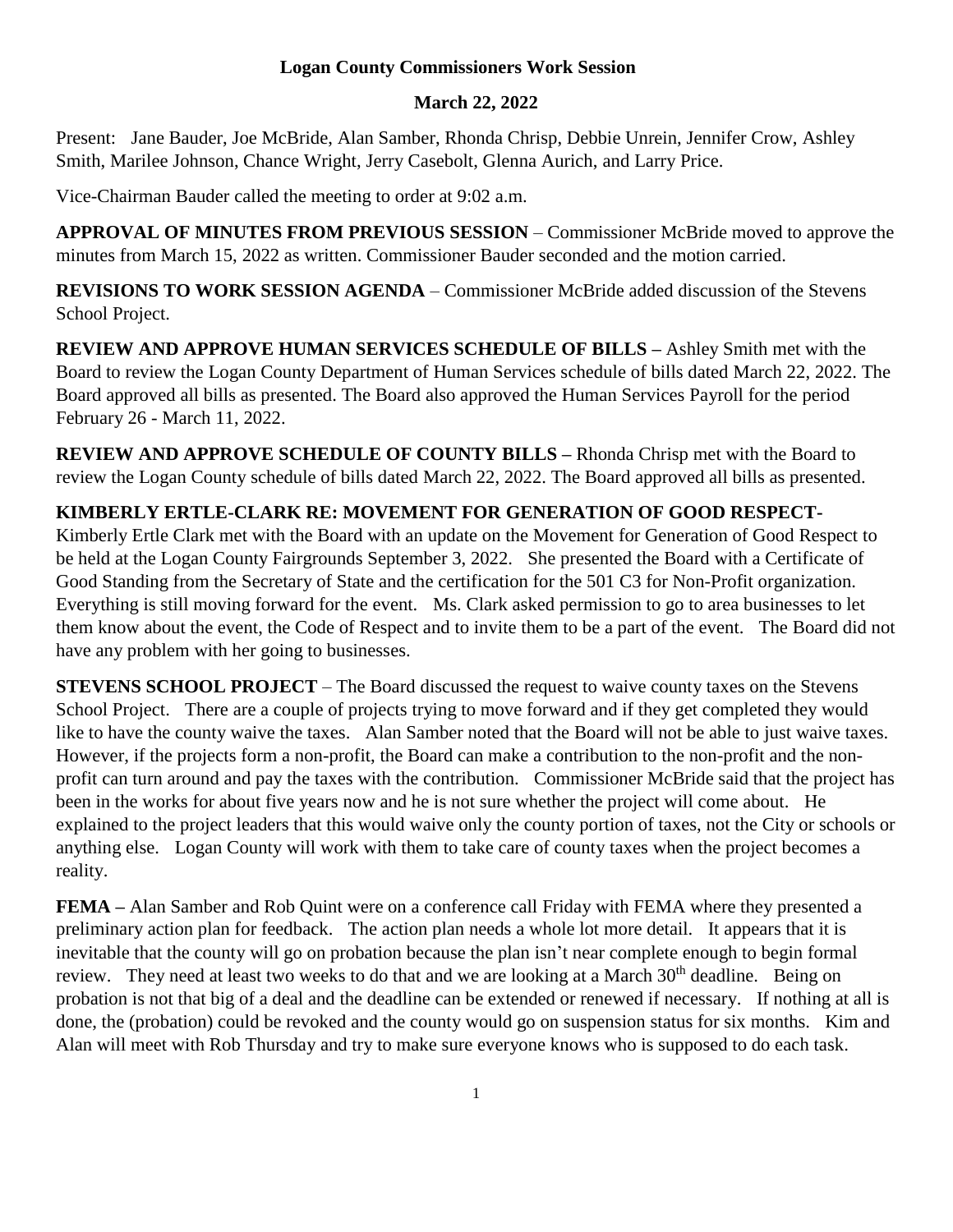# Logan County Commissioners Work Session

## March 22, 2022

Present: Jane Bauder, Joe McBride, Alan Samber, Rhonda Chrisp, Debbie Unrein, Jennifer Crow, Ashley Smith, Marilee Johnson, Chance Wright, Jerry Casebolt, Glenna Aurich, and Larry Price.

Vice-Chairman Bauder called the meeting to order at 9:02 a.m.

**APPROVAL OF MINUTES FROM PREVIOUS SESSION** – Commissioner McBride moved to approve the minutes from March 15, 2022 as written. Commissioner Bauder seconded and the motion carried.

**REVISIONS TO WORK SESSION AGENDA** – Commissioner McBride added discussion of the Stevens School Project.

**REVIEW AND APPROVE HUMAN SERVICES SCHEDULE OF BILLS –** Ashley Smith met with the Board to review the Logan County Department of Human Services schedule of bills dated March 22, 2022. The Board approved all bills as presented. The Board also approved the Human Services Payroll for the period February 26 - March 11, 2022.

**REVIEW AND APPROVE SCHEDULE OF COUNTY BILLS –** Rhonda Chrisp met with the Board to review the Logan County schedule of bills dated March 22, 2022. The Board approved all bills as presented.

**KIMBERLY ERTLE-CLARK RE: MOVEMENT FOR GENERATION OF GOOD RESPECT-** Kimberly Ertle Clark met with the Board with an update on the Movement for Generation of Good Respect to be held at the Logan County Fairgrounds September 3, 2022. She presented the Board with a Certificate of Good Standing from the Secretary of State and the certification for the 501 C3 for Non-Profit organization. Everything is still moving forward for the event. Ms. Clark asked permission to go to area businesses to let them know about the event, the Code of Respect and to invite them to be a part of the event. The Board did not have any problem with her going to businesses.

**STEVENS SCHOOL PROJECT** – The Board discussed the request to waive county taxes on the Stevens School Project. There are a couple of projects trying to move forward and if they get completed they would like to have the county waive the taxes. Alan Samber noted that the Board will not be able to just waive taxes. However, if the projects form a non-profit, the Board can make a contribution to the non-profit and the non-profit can turn around and pay the taxes with the contribution. Commissioner McBride said that the project has been in the works for about five years now and he is not sure whether the project will come about. He explained to the project leaders that this would waive only the county portion of taxes, not the City or schools or anything else. Logan County will work with them to take care of county taxes when the project becomes a reality.

**FEMA –** Alan Samber and Rob Quint were on a conference call Friday with FEMA where they presented a preliminary action plan for feedback. The action plan needs a whole lot more detail. It appears that it is inevitable that the county will go on probation because the plan isn't near complete enough to begin formal review. They need at least two weeks to do that and we are looking at a March 30th deadline. Being on probation is not that big of a deal and the deadline can be extended or renewed if necessary. If nothing at all is done, the (probation) could be revoked and the county would go on suspension status for six months. Kim and Alan will meet with Rob Thursday and try to make sure everyone knows who is supposed to do each task.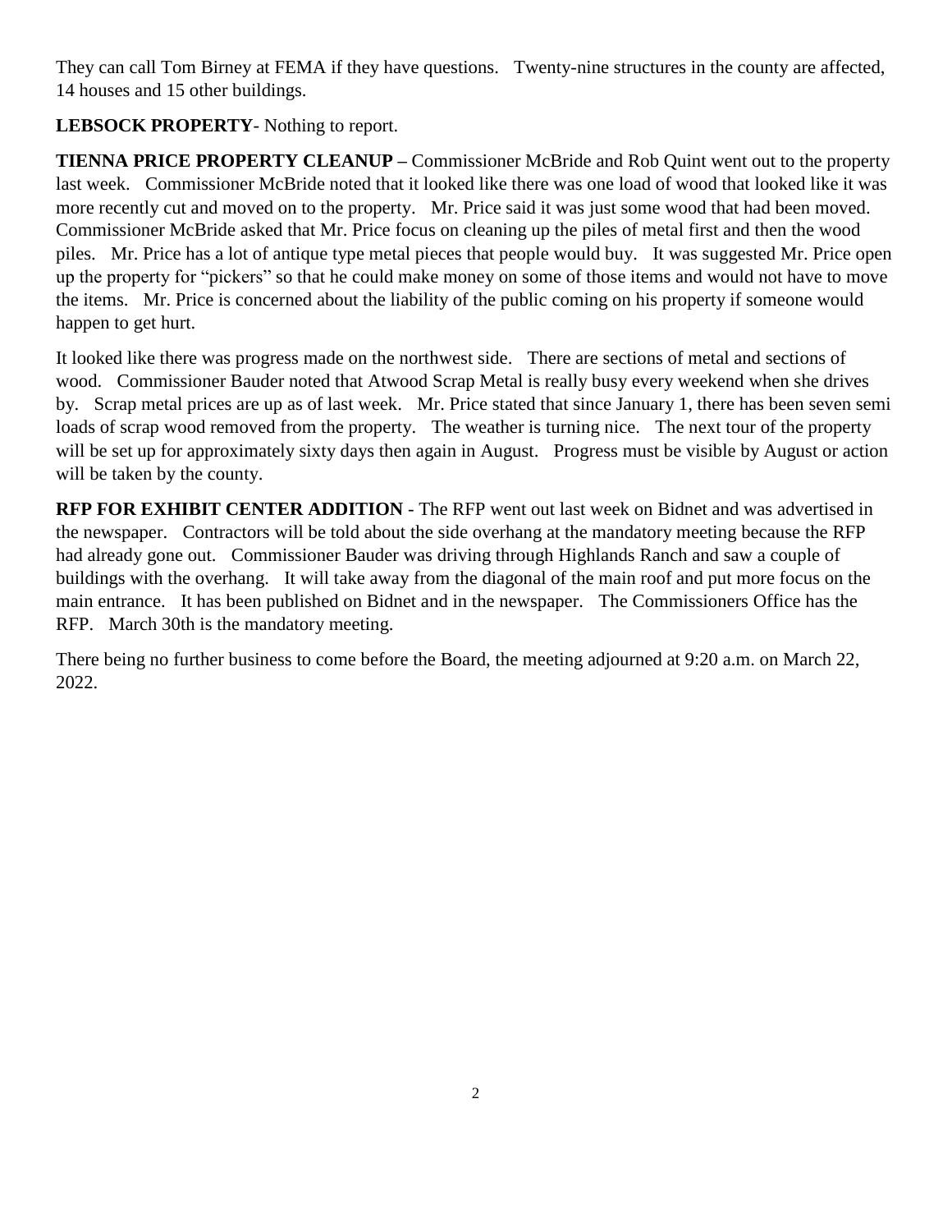They can call Tom Birney at FEMA if they have questions. Twenty-nine structures in the county are affected, 14 houses and 15 other buildings.

**LEBSOCK PROPERTY**- Nothing to report.

**TIENNA PRICE PROPERTY CLEANUP –** Commissioner McBride and Rob Quint went out to the property last week. Commissioner McBride noted that it looked like there was one load of wood that looked like it was more recently cut and moved on to the property. Mr. Price said it was just some wood that had been moved. Commissioner McBride asked that Mr. Price focus on cleaning up the piles of metal first and then the wood piles. Mr. Price has a lot of antique type metal pieces that people would buy. It was suggested Mr. Price open up the property for "pickers" so that he could make money on some of those items and would not have to move the items. Mr. Price is concerned about the liability of the public coming on his property if someone would happen to get hurt.

It looked like there was progress made on the northwest side. There are sections of metal and sections of wood. Commissioner Bauder noted that Atwood Scrap Metal is really busy every weekend when she drives by. Scrap metal prices are up as of last week. Mr. Price stated that since January 1, there has been seven semi loads of scrap wood removed from the property. The weather is turning nice. The next tour of the property will be set up for approximately sixty days then again in August. Progress must be visible by August or action will be taken by the county.

**RFP FOR EXHIBIT CENTER ADDITION** - The RFP went out last week on Bidnet and was advertised in the newspaper. Contractors will be told about the side overhang at the mandatory meeting because the RFP had already gone out. Commissioner Bauder was driving through Highlands Ranch and saw a couple of buildings with the overhang. It will take away from the diagonal of the main roof and put more focus on the main entrance. It has been published on Bidnet and in the newspaper. The Commissioners Office has the RFP. March 30th is the mandatory meeting.

There being no further business to come before the Board, the meeting adjourned at 9:20 a.m. on March 22, 2022.